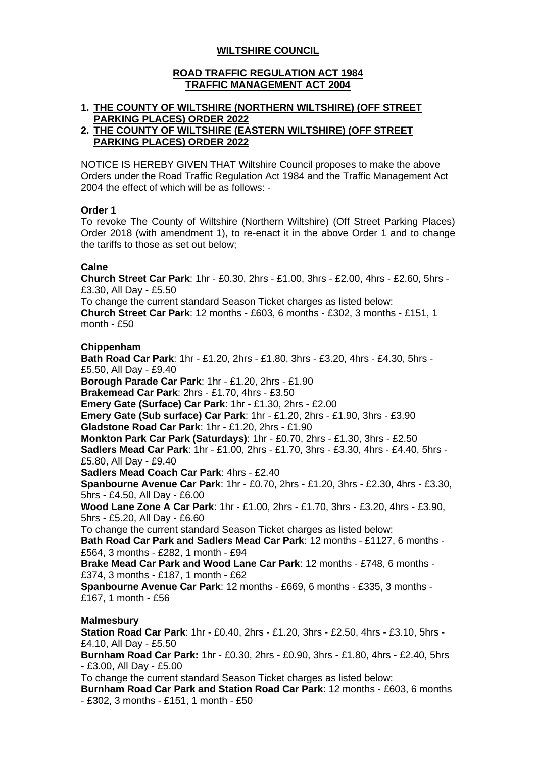**WILTSHIRE COUNCIL**

**ROAD TRAFFIC REGULATION ACT 1984**
**TRAFFIC MANAGEMENT ACT 2004**

1. **THE COUNTY OF WILTSHIRE (NORTHERN WILTSHIRE) (OFF STREET PARKING PLACES) ORDER 2022**
2. **THE COUNTY OF WILTSHIRE (EASTERN WILTSHIRE) (OFF STREET PARKING PLACES) ORDER 2022**

NOTICE IS HEREBY GIVEN THAT Wiltshire Council proposes to make the above Orders under the Road Traffic Regulation Act 1984 and the Traffic Management Act 2004 the effect of which will be as follows: -

**Order 1**

To revoke The County of Wiltshire (Northern Wiltshire) (Off Street Parking Places) Order 2018 (with amendment 1), to re-enact it in the above Order 1 and to change the tariffs to those as set out below;

**Calne**

**Church Street Car Park**: 1hr - £0.30, 2hrs - £1.00, 3hrs - £2.00, 4hrs - £2.60, 5hrs - £3.30, All Day - £5.50

To change the current standard Season Ticket charges as listed below:

**Church Street Car Park**: 12 months - £603, 6 months - £302, 3 months - £151, 1 month - £50

**Chippenham**

**Bath Road Car Park**: 1hr - £1.20, 2hrs - £1.80, 3hrs - £3.20, 4hrs - £4.30, 5hrs - £5.50, All Day - £9.40

**Borough Parade Car Park**: 1hr - £1.20, 2hrs - £1.90

**Brakemead Car Park**: 2hrs - £1.70, 4hrs - £3.50

**Emery Gate (Surface) Car Park**: 1hr - £1.30, 2hrs - £2.00

**Emery Gate (Sub surface) Car Park**: 1hr - £1.20, 2hrs - £1.90, 3hrs - £3.90

**Gladstone Road Car Park**: 1hr - £1.20, 2hrs - £1.90

**Monkton Park Car Park (Saturdays)**: 1hr - £0.70, 2hrs - £1.30, 3hrs - £2.50

**Sadlers Mead Car Park**: 1hr - £1.00, 2hrs - £1.70, 3hrs - £3.30, 4hrs - £4.40, 5hrs - £5.80, All Day - £9.40

**Sadlers Mead Coach Car Park**: 4hrs - £2.40

**Spanbourne Avenue Car Park**: 1hr - £0.70, 2hrs - £1.20, 3hrs - £2.30, 4hrs - £3.30, 5hrs - £4.50, All Day - £6.00

**Wood Lane Zone A Car Park**: 1hr - £1.00, 2hrs - £1.70, 3hrs - £3.20, 4hrs - £3.90, 5hrs - £5.20, All Day - £6.60

To change the current standard Season Ticket charges as listed below:

**Bath Road Car Park and Sadlers Mead Car Park**: 12 months - £1127, 6 months - £564, 3 months - £282, 1 month - £94

**Brake Mead Car Park and Wood Lane Car Park**: 12 months - £748, 6 months - £374, 3 months - £187, 1 month - £62

**Spanbourne Avenue Car Park**: 12 months - £669, 6 months - £335, 3 months - £167, 1 month - £56

**Malmesbury**

**Station Road Car Park**: 1hr - £0.40, 2hrs - £1.20, 3hrs - £2.50, 4hrs - £3.10, 5hrs - £4.10, All Day - £5.50

**Burnham Road Car Park:** 1hr - £0.30, 2hrs - £0.90, 3hrs - £1.80, 4hrs - £2.40, 5hrs - £3.00, All Day - £5.00

To change the current standard Season Ticket charges as listed below:

**Burnham Road Car Park and Station Road Car Park**: 12 months - £603, 6 months - £302, 3 months - £151, 1 month - £50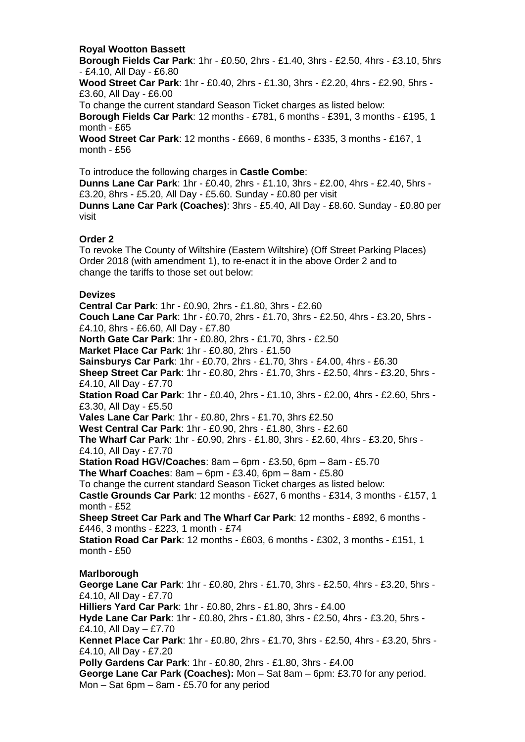**Royal Wootton Bassett**

**Borough Fields Car Park**: 1hr - £0.50, 2hrs - £1.40, 3hrs - £2.50, 4hrs - £3.10, 5hrs - £4.10, All Day - £6.80

**Wood Street Car Park**: 1hr - £0.40, 2hrs - £1.30, 3hrs - £2.20, 4hrs - £2.90, 5hrs - £3.60, All Day - £6.00

To change the current standard Season Ticket charges as listed below:

**Borough Fields Car Park**: 12 months - £781, 6 months - £391, 3 months - £195, 1 month - £65

**Wood Street Car Park**: 12 months - £669, 6 months - £335, 3 months - £167, 1 month - £56

To introduce the following charges in **Castle Combe**:

**Dunns Lane Car Park**: 1hr - £0.40, 2hrs - £1.10, 3hrs - £2.00, 4hrs - £2.40, 5hrs - £3.20, 8hrs - £5.20, All Day - £5.60. Sunday - £0.80 per visit

**Dunns Lane Car Park (Coaches)**: 3hrs - £5.40, All Day - £8.60. Sunday - £0.80 per visit

**Order 2**

To revoke The County of Wiltshire (Eastern Wiltshire) (Off Street Parking Places) Order 2018 (with amendment 1), to re-enact it in the above Order 2 and to change the tariffs to those set out below:

**Devizes**

**Central Car Park**: 1hr - £0.90, 2hrs - £1.80, 3hrs - £2.60

**Couch Lane Car Park**: 1hr - £0.70, 2hrs - £1.70, 3hrs - £2.50, 4hrs - £3.20, 5hrs - £4.10, 8hrs - £6.60, All Day - £7.80

**North Gate Car Park**: 1hr - £0.80, 2hrs - £1.70, 3hrs - £2.50

**Market Place Car Park**: 1hr - £0.80, 2hrs - £1.50

**Sainsburys Car Park**: 1hr - £0.70, 2hrs - £1.70, 3hrs - £4.00, 4hrs - £6.30

**Sheep Street Car Park**: 1hr - £0.80, 2hrs - £1.70, 3hrs - £2.50, 4hrs - £3.20, 5hrs - £4.10, All Day - £7.70

**Station Road Car Park**: 1hr - £0.40, 2hrs - £1.10, 3hrs - £2.00, 4hrs - £2.60, 5hrs - £3.30, All Day - £5.50

**Vales Lane Car Park**: 1hr - £0.80, 2hrs - £1.70, 3hrs £2.50

**West Central Car Park**: 1hr - £0.90, 2hrs - £1.80, 3hrs - £2.60

**The Wharf Car Park**: 1hr - £0.90, 2hrs - £1.80, 3hrs - £2.60, 4hrs - £3.20, 5hrs - £4.10, All Day - £7.70

**Station Road HGV/Coaches**: 8am – 6pm - £3.50, 6pm – 8am - £5.70

**The Wharf Coaches**: 8am – 6pm - £3.40, 6pm – 8am - £5.80

To change the current standard Season Ticket charges as listed below:

**Castle Grounds Car Park**: 12 months - £627, 6 months - £314, 3 months - £157, 1 month - £52

**Sheep Street Car Park and The Wharf Car Park**: 12 months - £892, 6 months - £446, 3 months - £223, 1 month - £74

**Station Road Car Park**: 12 months - £603, 6 months - £302, 3 months - £151, 1 month - £50

**Marlborough**

**George Lane Car Park**: 1hr - £0.80, 2hrs - £1.70, 3hrs - £2.50, 4hrs - £3.20, 5hrs - £4.10, All Day - £7.70

**Hilliers Yard Car Park**: 1hr - £0.80, 2hrs - £1.80, 3hrs - £4.00

**Hyde Lane Car Park**: 1hr - £0.80, 2hrs - £1.80, 3hrs - £2.50, 4hrs - £3.20, 5hrs - £4.10, All Day – £7.70

**Kennet Place Car Park**: 1hr - £0.80, 2hrs - £1.70, 3hrs - £2.50, 4hrs - £3.20, 5hrs - £4.10, All Day - £7.20

**Polly Gardens Car Park**: 1hr - £0.80, 2hrs - £1.80, 3hrs - £4.00

**George Lane Car Park (Coaches):** Mon – Sat 8am – 6pm: £3.70 for any period. Mon – Sat 6pm – 8am - £5.70 for any period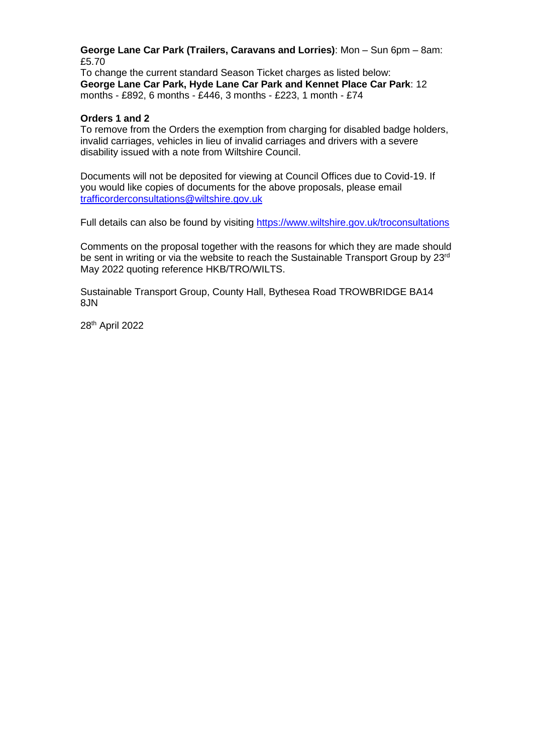**George Lane Car Park (Trailers, Caravans and Lorries)**: Mon – Sun 6pm – 8am: £5.70

To change the current standard Season Ticket charges as listed below:

**George Lane Car Park, Hyde Lane Car Park and Kennet Place Car Park**: 12 months - £892, 6 months - £446, 3 months - £223, 1 month - £74

**Orders 1 and 2**

To remove from the Orders the exemption from charging for disabled badge holders, invalid carriages, vehicles in lieu of invalid carriages and drivers with a severe disability issued with a note from Wiltshire Council.

Documents will not be deposited for viewing at Council Offices due to Covid-19. If you would like copies of documents for the above proposals, please email trafficorderconsultations@wiltshire.gov.uk

Full details can also be found by visiting https://www.wiltshire.gov.uk/troconsultations

Comments on the proposal together with the reasons for which they are made should be sent in writing or via the website to reach the Sustainable Transport Group by 23rd May 2022 quoting reference HKB/TRO/WILTS.

Sustainable Transport Group, County Hall, Bythesea Road TROWBRIDGE BA14 8JN

28th April 2022